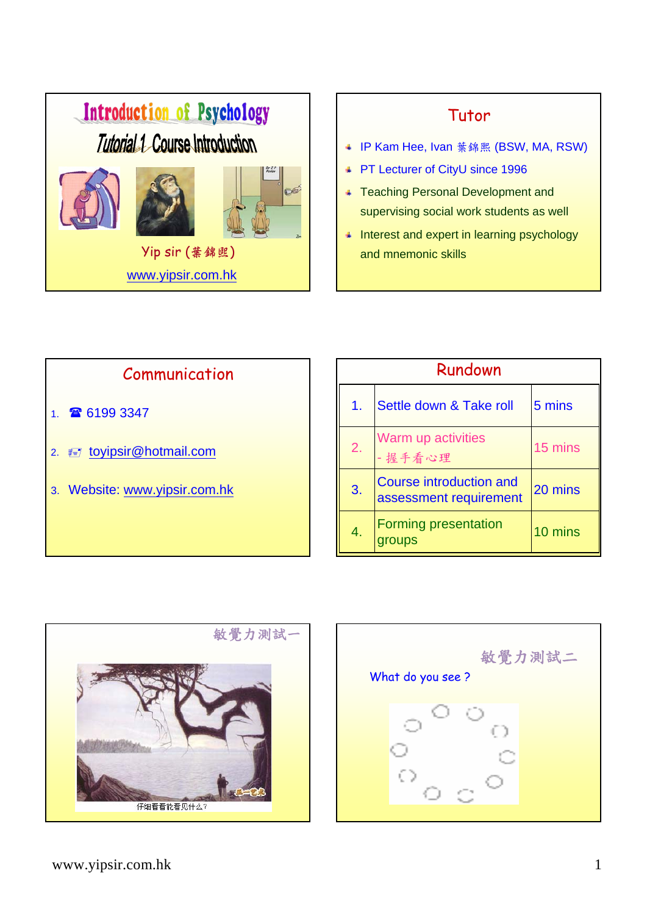# Introduction of Psychology

## Tutorial 1 Course Introduction

Yip sir (葉錦熙)

www.yipsir.com.hk

## Tutor

- IP Kam Hee, Ivan 葉錦熙 (BSW, MA, RSW)
- PT Lecturer of CityU since 1996
- Teaching Personal Development and supervising social work students as well
- Interest and expert in learning psychology and mnemonic skills

## Communication

1. ☎ 6199 3347
2. toyipsir@hotmail.com
3. Website: www.yipsir.com.hk

## Rundown

| | | |
|---|---|---|
| 1. | Settle down & Take roll | 5 mins |
| 2. | Warm up activities - 握手看心理 | 15 mins |
| 3. | Course introduction and assessment requirement | 20 mins |
| 4. | Forming presentation groups | 10 mins |

## 敏覺力測試一

仔细看看能看见什么?

## 敏覺力測試二

What do you see ?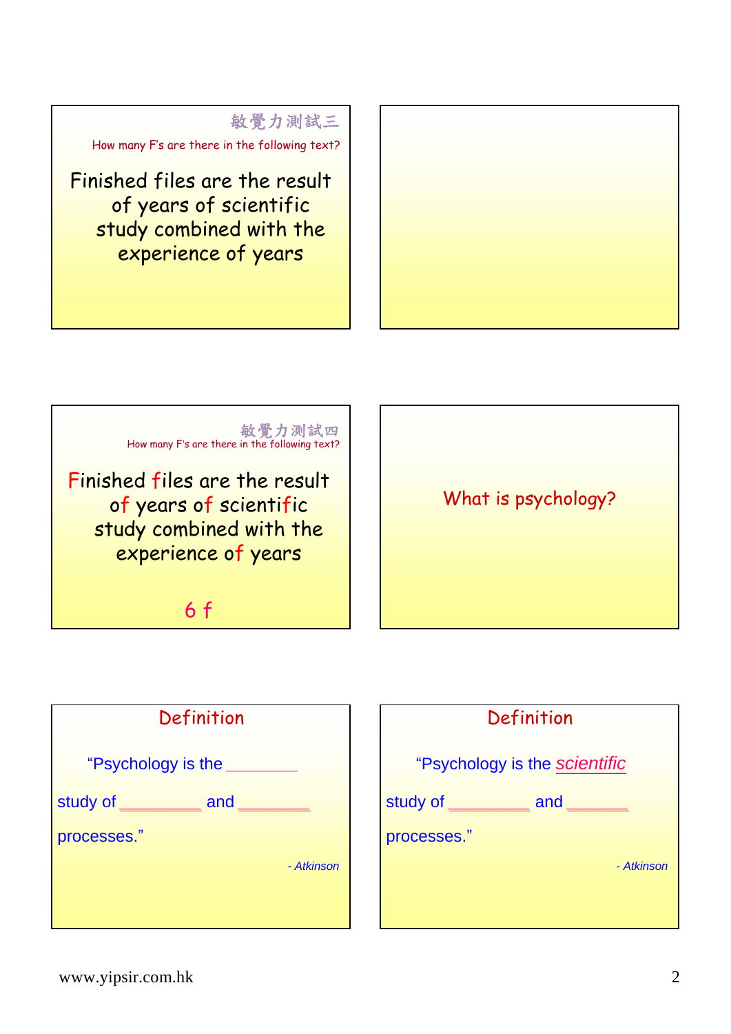敏覺力測試三

How many F's are there in the following text?

Finished files are the result of years of scientific study combined with the experience of years

---

敏覺力測試四

How many F's are there in the following text?

Finished files are the result of years of scientific study combined with the experience of years

6 f

---

What is psychology?

---

## Definition

"Psychology is the ________ study of _________ and ________ processes."

*- Atkinson*

---

## Definition

"Psychology is the *scientific* study of _________ and _______ processes."

*- Atkinson*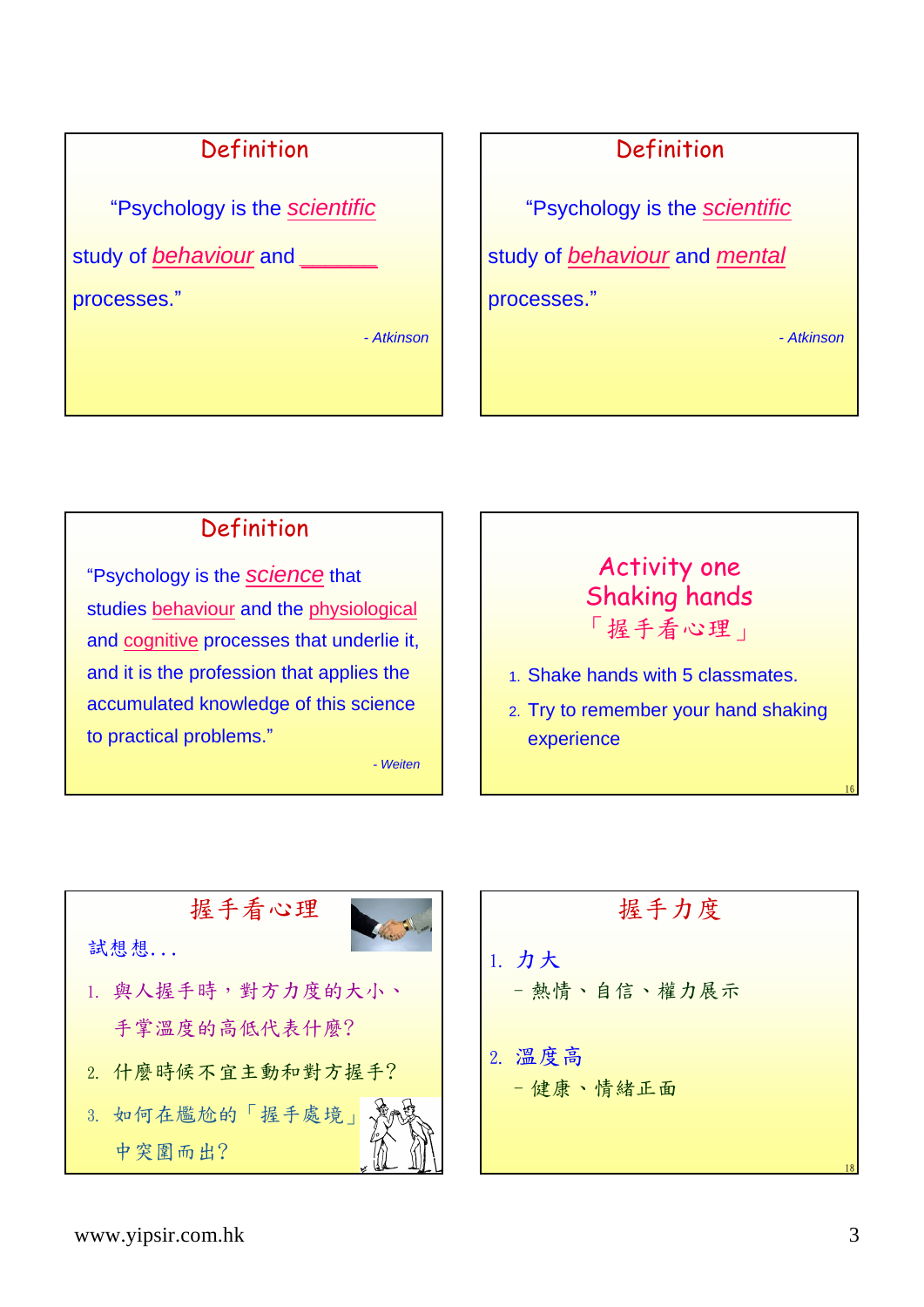## Definition

"Psychology is the *scientific* study of *behaviour* and _______ processes."

*- Atkinson*

## Definition

"Psychology is the *scientific* study of *behaviour* and *mental* processes."

*- Atkinson*

## Definition

"Psychology is the *science* that studies behaviour and the physiological and cognitive processes that underlie it, and it is the profession that applies the accumulated knowledge of this science to practical problems."

*- Weiten*

## Activity one
## Shaking hands
## 「握手看心理」

1. Shake hands with 5 classmates.
2. Try to remember your hand shaking experience

## 握手看心理

試想想...

1. 與人握手時，對方力度的大小、手掌溫度的高低代表什麼?
2. 什麼時候不宜主動和對方握手?
3. 如何在尷尬的「握手處境」中突圍而出?

## 握手力度

1. 力大
   - 熱情、自信、權力展示
2. 溫度高
   - 健康、情緒正面

www.yipsir.com.hk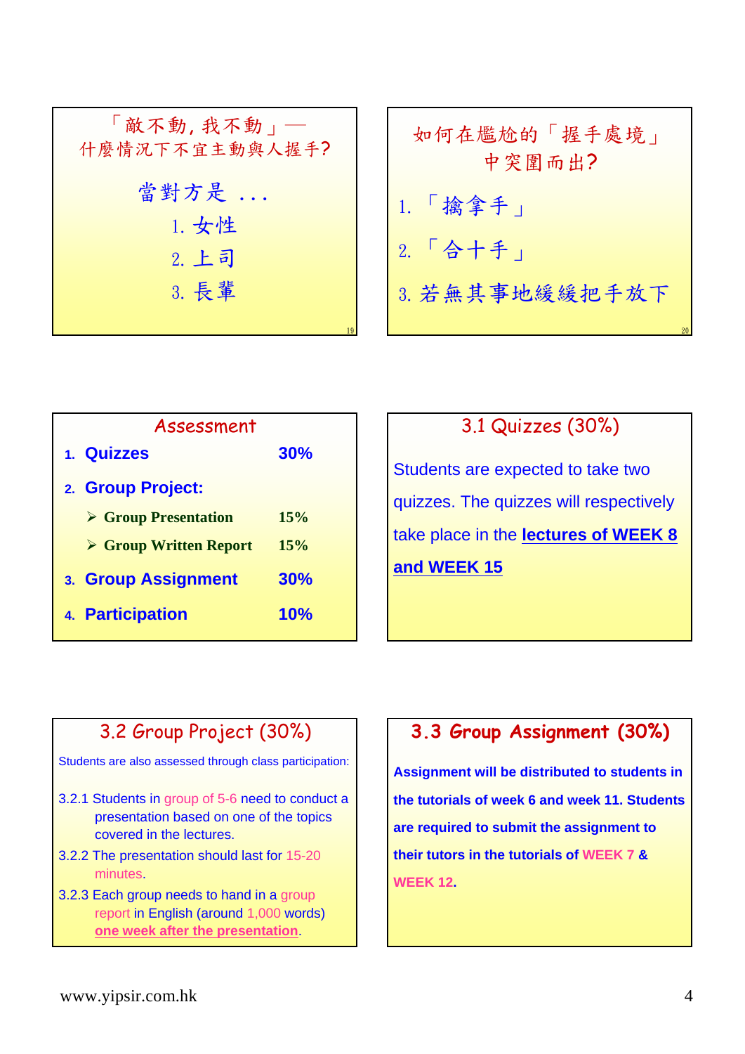## 「敵不動，我不動」—什麼情況下不宜主動與人握手?

當對方是 . . .

1. 女性
2. 上司
3. 長輩

## 如何在尷尬的「握手處境」中突圍而出?

1. 「擒拿手」
2. 「合十手」
3. 若無其事地緩緩把手放下

## Assessment

| | | |
|---|---|---|
| 1. | **Quizzes** | **30%** |
| 2. | **Group Project:** | |
| | ➢ **Group Presentation** | **15%** |
| | ➢ **Group Written Report** | **15%** |
| 3. | **Group Assignment** | **30%** |
| 4. | **Participation** | **10%** |

## 3.1 Quizzes (30%)

Students are expected to take two quizzes. The quizzes will respectively take place in the **lectures of WEEK 8 and WEEK 15**

## 3.2 Group Project (30%)

Students are also assessed through class participation:

3.2.1 Students in group of 5-6 need to conduct a presentation based on one of the topics covered in the lectures.

3.2.2 The presentation should last for 15-20 minutes.

3.2.3 Each group needs to hand in a group report in English (around 1,000 words) **one week after the presentation**.

## 3.3 Group Assignment (30%)

**Assignment will be distributed to students in the tutorials of week 6 and week 11. Students are required to submit the assignment to their tutors in the tutorials of WEEK 7 & WEEK 12.**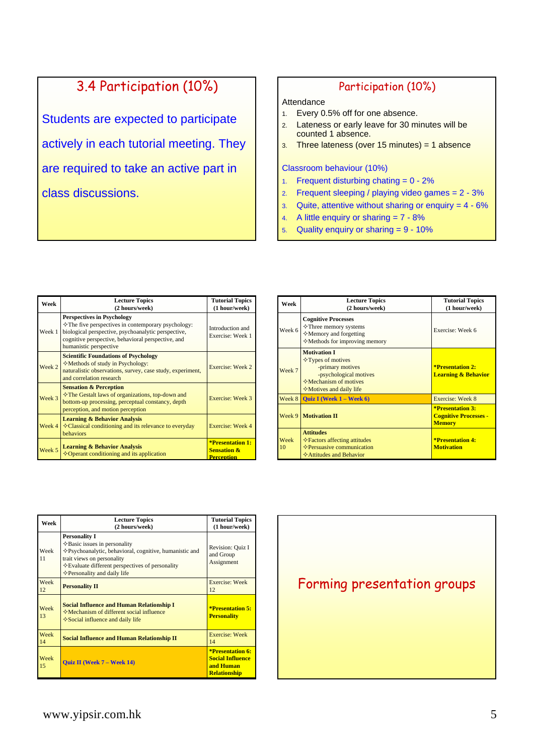## 3.4 Participation (10%)

Students are expected to participate actively in each tutorial meeting. They are required to take an active part in class discussions.

## Participation (10%)

Attendance

1. Every 0.5% off for one absence.
2. Lateness or early leave for 30 minutes will be counted 1 absence.
3. Three lateness (over 15 minutes) = 1 absence

Classroom behaviour (10%)

1. Frequent disturbing chating = 0 - 2%
2. Frequent sleeping / playing video games = 2 - 3%
3. Quite, attentive without sharing or enquiry = 4 - 6%
4. A little enquiry or sharing = 7 - 8%
5. Quality enquiry or sharing = 9 - 10%

| Week | Lecture Topics (2 hours/week) | Tutorial Topics (1 hour/week) |
|---|---|---|
| Week 1 | **Perspectives in Psychology** ✧The five perspectives in contemporary psychology: biological perspective, psychoanalytic perspective, cognitive perspective, behavioral perspective, and humanistic perspective | Introduction and Exercise: Week 1 |
| Week 2 | **Scientific Foundations of Psychology** ✧Methods of study in Psychology: naturalistic observations, survey, case study, experiment, and correlation research | Exercise: Week 2 |
| Week 3 | **Sensation & Perception** ✧The Gestalt laws of organizations, top-down and bottom-up processing, perceptual constancy, depth perception, and motion perception | Exercise: Week 3 |
| Week 4 | **Learning & Behavior Analysis** ✧Classical conditioning and its relevance to everyday behaviors | Exercise: Week 4 |
| Week 5 | **Learning & Behavior Analysis** ✧Operant conditioning and its application | **\*Presentation 1: Sensation & Perception** |

| Week | Lecture Topics (2 hours/week) | Tutorial Topics (1 hour/week) |
|---|---|---|
| Week 6 | **Cognitive Processes** ✧Three memory systems ✧Memory and forgetting ✧Methods for improving memory | Exercise: Week 6 |
| Week 7 | **Motivation I** ✧Types of motives -primary motives -psychological motives ✧Mechanism of motives ✧Motives and daily life | **\*Presentation 2: Learning & Behavior** |
| Week 8 | **Quiz I (Week 1 – Week 6)** | Exercise: Week 8 |
| Week 9 | **Motivation II** | **\*Presentation 3: Cognitive Processes - Memory** |
| Week 10 | **Attitudes** ✧Factors affecting attitudes ✧Persuasive communication ✧Attitudes and Behavior | **\*Presentation 4: Motivation** |

| Week | Lecture Topics (2 hours/week) | Tutorial Topics (1 hour/week) |
|---|---|---|
| Week 11 | **Personality I** ✧Basic issues in personality ✧Psychoanalytic, behavioral, cognitive, humanistic and trait views on personality ✧Evaluate different perspectives of personality ✧Personality and daily life | Revision: Quiz I and Group Assignment |
| Week 12 | **Personality II** | Exercise: Week 12 |
| Week 13 | **Social Influence and Human Relationship I** ✧Mechanism of different social influence ✧Social influence and daily life | **\*Presentation 5: Personality** |
| Week 14 | **Social Influence and Human Relationship II** | Exercise: Week 14 |
| Week 15 | **Quiz II (Week 7 – Week 14)** | **\*Presentation 6: Social Influence and Human Relationship** |

## Forming presentation groups

www.yipsir.com.hk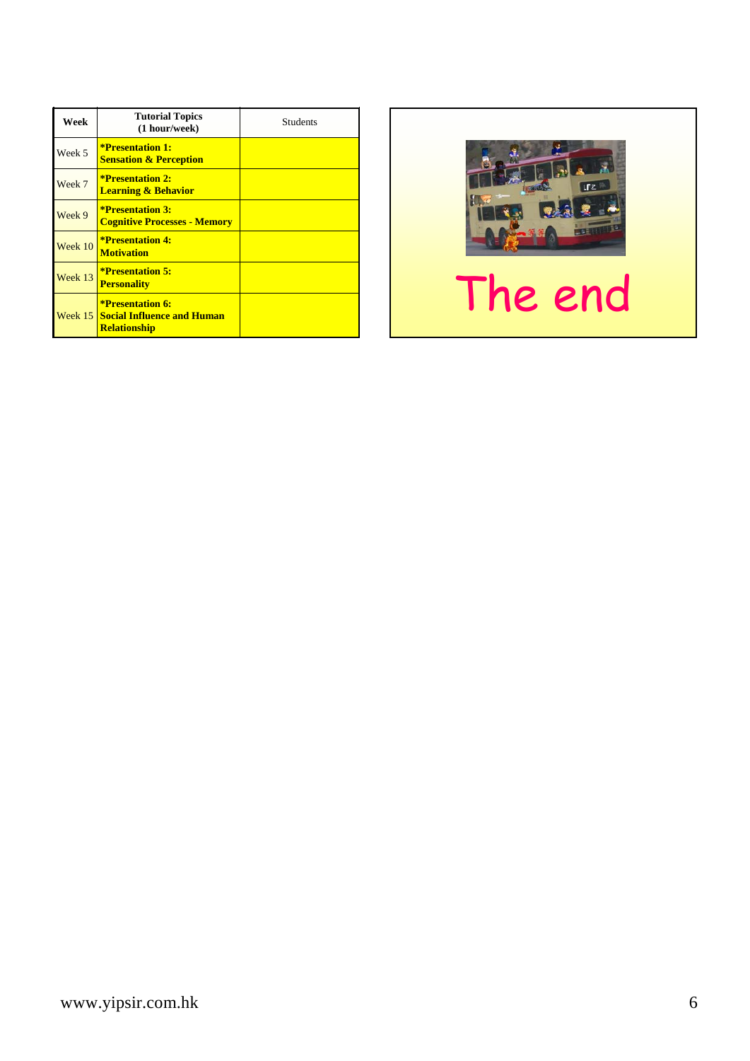| Week | Tutorial Topics (1 hour/week) | Students |
| --- | --- | --- |
| Week 5 | ***Presentation 1: Sensation & Perception** | |
| Week 7 | ***Presentation 2: Learning & Behavior** | |
| Week 9 | ***Presentation 3: Cognitive Processes - Memory** | |
| Week 10 | ***Presentation 4: Motivation** | |
| Week 13 | ***Presentation 5: Personality** | |
| Week 15 | ***Presentation 6: Social Influence and Human Relationship** | |

The end